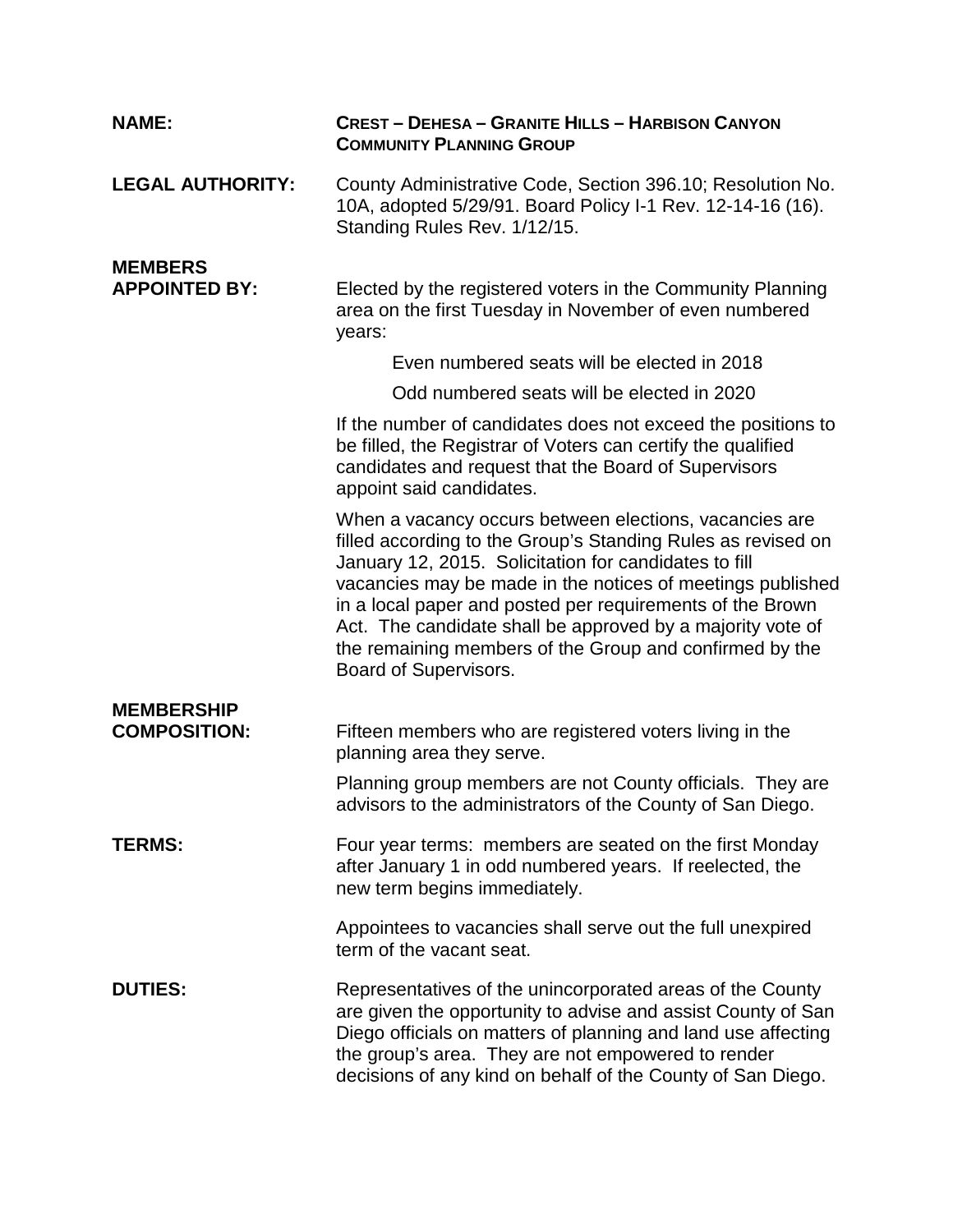**NAME:** **CREST – DEHESA – GRANITE HILLS – HARBISON CANYON COMMUNITY PLANNING GROUP**

**LEGAL AUTHORITY:** County Administrative Code, Section 396.10; Resolution No. 10A, adopted 5/29/91. Board Policy I-1 Rev. 12-14-16 (16). Standing Rules Rev. 1/12/15.

**MEMBERS APPOINTED BY:** Elected by the registered voters in the Community Planning area on the first Tuesday in November of even numbered years:

Even numbered seats will be elected in 2018

Odd numbered seats will be elected in 2020

If the number of candidates does not exceed the positions to be filled, the Registrar of Voters can certify the qualified candidates and request that the Board of Supervisors appoint said candidates.

When a vacancy occurs between elections, vacancies are filled according to the Group's Standing Rules as revised on January 12, 2015. Solicitation for candidates to fill vacancies may be made in the notices of meetings published in a local paper and posted per requirements of the Brown Act. The candidate shall be approved by a majority vote of the remaining members of the Group and confirmed by the Board of Supervisors.

**MEMBERSHIP COMPOSITION:** Fifteen members who are registered voters living in the planning area they serve.

Planning group members are not County officials. They are advisors to the administrators of the County of San Diego.

**TERMS:** Four year terms: members are seated on the first Monday after January 1 in odd numbered years. If reelected, the new term begins immediately.

Appointees to vacancies shall serve out the full unexpired term of the vacant seat.

**DUTIES:** Representatives of the unincorporated areas of the County are given the opportunity to advise and assist County of San Diego officials on matters of planning and land use affecting the group's area. They are not empowered to render decisions of any kind on behalf of the County of San Diego.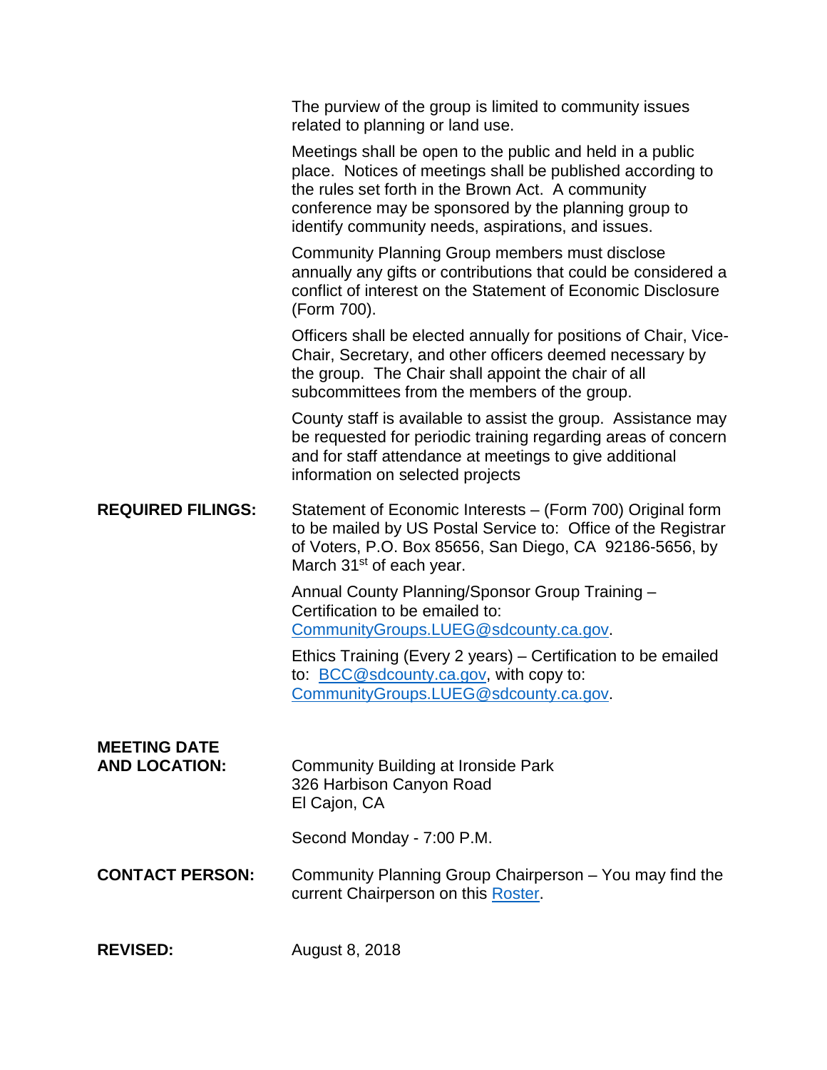The purview of the group is limited to community issues related to planning or land use.

Meetings shall be open to the public and held in a public place. Notices of meetings shall be published according to the rules set forth in the Brown Act. A community conference may be sponsored by the planning group to identify community needs, aspirations, and issues.

Community Planning Group members must disclose annually any gifts or contributions that could be considered a conflict of interest on the Statement of Economic Disclosure (Form 700).

Officers shall be elected annually for positions of Chair, Vice-Chair, Secretary, and other officers deemed necessary by the group. The Chair shall appoint the chair of all subcommittees from the members of the group.

County staff is available to assist the group. Assistance may be requested for periodic training regarding areas of concern and for staff attendance at meetings to give additional information on selected projects

**REQUIRED FILINGS:** Statement of Economic Interests – (Form 700) Original form to be mailed by US Postal Service to: Office of the Registrar of Voters, P.O. Box 85656, San Diego, CA 92186-5656, by March 31st of each year.

Annual County Planning/Sponsor Group Training – Certification to be emailed to: CommunityGroups.LUEG@sdcounty.ca.gov.

Ethics Training (Every 2 years) – Certification to be emailed to: BCC@sdcounty.ca.gov, with copy to: CommunityGroups.LUEG@sdcounty.ca.gov.

**MEETING DATE AND LOCATION:** Community Building at Ironside Park
326 Harbison Canyon Road
El Cajon, CA

Second Monday - 7:00 P.M.

**CONTACT PERSON:** Community Planning Group Chairperson – You may find the current Chairperson on this Roster.

**REVISED:** August 8, 2018